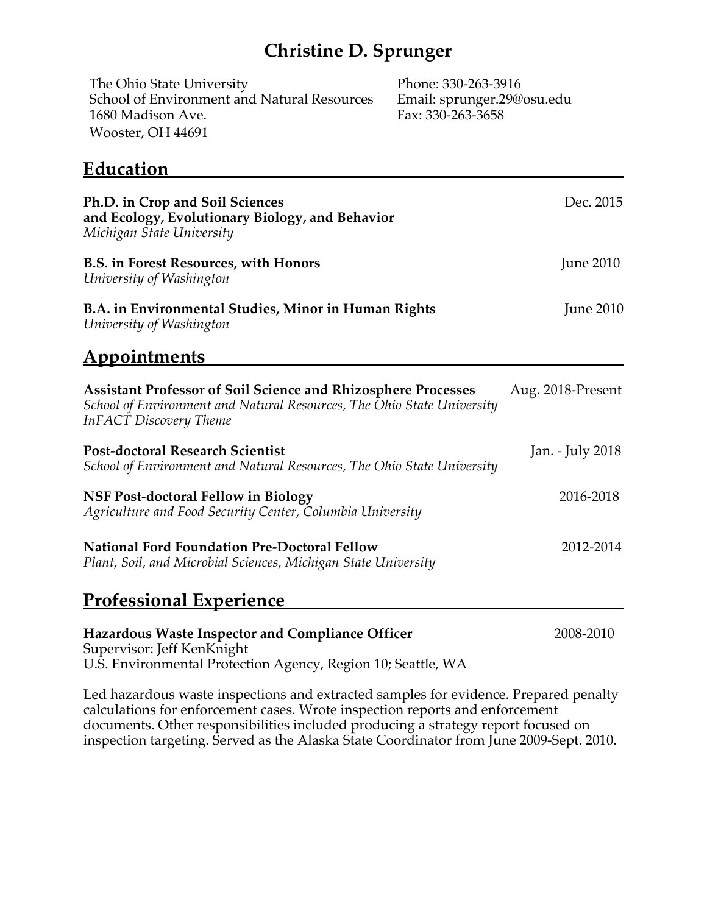# Christine D. Sprunger

The Ohio State University
School of Environment and Natural Resources
1680 Madison Ave.
Wooster, OH 44691

Phone: 330-263-3916
Email: sprunger.29@osu.edu
Fax: 330-263-3658

## Education

**Ph.D. in Crop and Soil Sciences and Ecology, Evolutionary Biology, and Behavior** — Dec. 2015
*Michigan State University*

**B.S. in Forest Resources, with Honors** — June 2010
*University of Washington*

**B.A. in Environmental Studies, Minor in Human Rights** — June 2010
*University of Washington*

## Appointments

**Assistant Professor of Soil Science and Rhizosphere Processes** — Aug. 2018-Present
*School of Environment and Natural Resources, The Ohio State University*
*InFACT Discovery Theme*

**Post-doctoral Research Scientist** — Jan. - July 2018
*School of Environment and Natural Resources, The Ohio State University*

**NSF Post-doctoral Fellow in Biology** — 2016-2018
*Agriculture and Food Security Center, Columbia University*

**National Ford Foundation Pre-Doctoral Fellow** — 2012-2014
*Plant, Soil, and Microbial Sciences, Michigan State University*

## Professional Experience

**Hazardous Waste Inspector and Compliance Officer** — 2008-2010
Supervisor: Jeff KenKnight
U.S. Environmental Protection Agency, Region 10; Seattle, WA

Led hazardous waste inspections and extracted samples for evidence. Prepared penalty calculations for enforcement cases. Wrote inspection reports and enforcement documents. Other responsibilities included producing a strategy report focused on inspection targeting. Served as the Alaska State Coordinator from June 2009-Sept. 2010.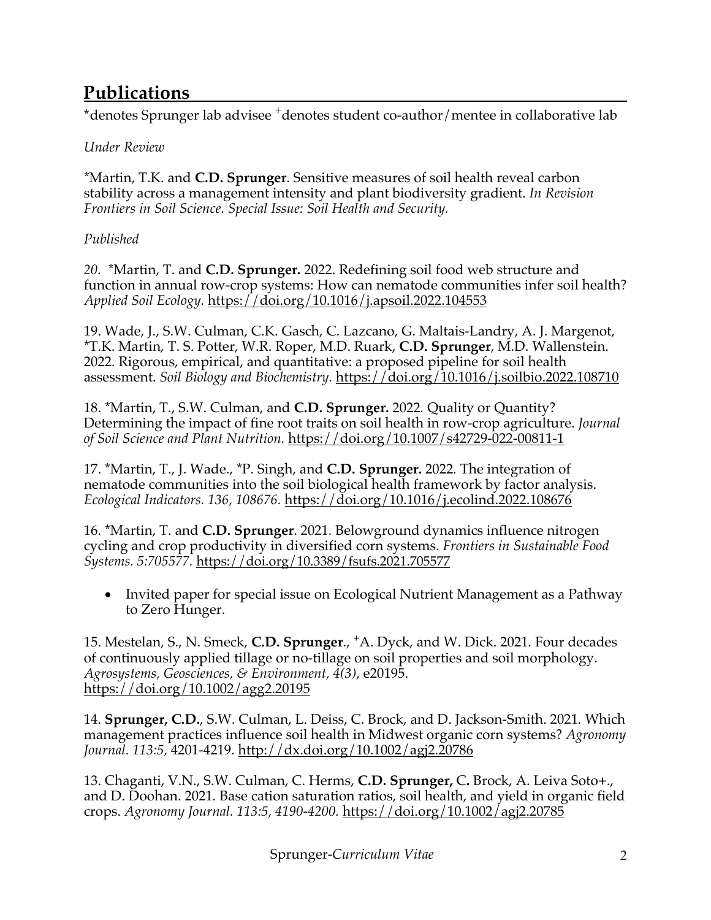## Publications

*denotes Sprunger lab advisee [+]denotes student co-author/mentee in collaborative lab

*Under Review*

*Martin, T.K. and **C.D. Sprunger**. Sensitive measures of soil health reveal carbon stability across a management intensity and plant biodiversity gradient. *In Revision Frontiers in Soil Science. Special Issue: Soil Health and Security.*

*Published*

*20.* *Martin, T. and **C.D. Sprunger.** 2022. Redefining soil food web structure and function in annual row-crop systems: How can nematode communities infer soil health? *Applied Soil Ecology.* https://doi.org/10.1016/j.apsoil.2022.104553

19. Wade, J., S.W. Culman, C.K. Gasch, C. Lazcano, G. Maltais-Landry, A. J. Margenot, *T.K. Martin, T. S. Potter, W.R. Roper, M.D. Ruark, **C.D. Sprunger**, M.D. Wallenstein. 2022. Rigorous, empirical, and quantitative: a proposed pipeline for soil health assessment. *Soil Biology and Biochemistry.* https://doi.org/10.1016/j.soilbio.2022.108710

18. *Martin, T., S.W. Culman, and **C.D. Sprunger.** 2022. Quality or Quantity? Determining the impact of fine root traits on soil health in row-crop agriculture. *Journal of Soil Science and Plant Nutrition.* https://doi.org/10.1007/s42729-022-00811-1

17. *Martin, T., J. Wade., *P. Singh, and **C.D. Sprunger.** 2022. The integration of nematode communities into the soil biological health framework by factor analysis. *Ecological Indicators. 136, 108676.* https://doi.org/10.1016/j.ecolind.2022.108676

16. *Martin, T. and **C.D. Sprunger**. 2021. Belowground dynamics influence nitrogen cycling and crop productivity in diversified corn systems. *Frontiers in Sustainable Food Systems. 5:705577.* https://doi.org/10.3389/fsufs.2021.705577

- Invited paper for special issue on Ecological Nutrient Management as a Pathway to Zero Hunger.

15. Mestelan, S., N. Smeck, **C.D. Sprunger**., [+]A. Dyck, and W. Dick. 2021. Four decades of continuously applied tillage or no-tillage on soil properties and soil morphology. *Agrosystems, Geosciences, & Environment, 4(3),* e20195. https://doi.org/10.1002/agg2.20195

14. **Sprunger, C.D.**, S.W. Culman, L. Deiss, C. Brock, and D. Jackson-Smith. 2021. Which management practices influence soil health in Midwest organic corn systems? *Agronomy Journal. 113:5,* 4201-4219. http://dx.doi.org/10.1002/agj2.20786

13. Chaganti, V.N., S.W. Culman, C. Herms, **C.D. Sprunger,** C**.** Brock, A. Leiva Soto+., and D. Doohan. 2021. Base cation saturation ratios, soil health, and yield in organic field crops. *Agronomy Journal. 113:5, 4190-4200.* https://doi.org/10.1002/agj2.20785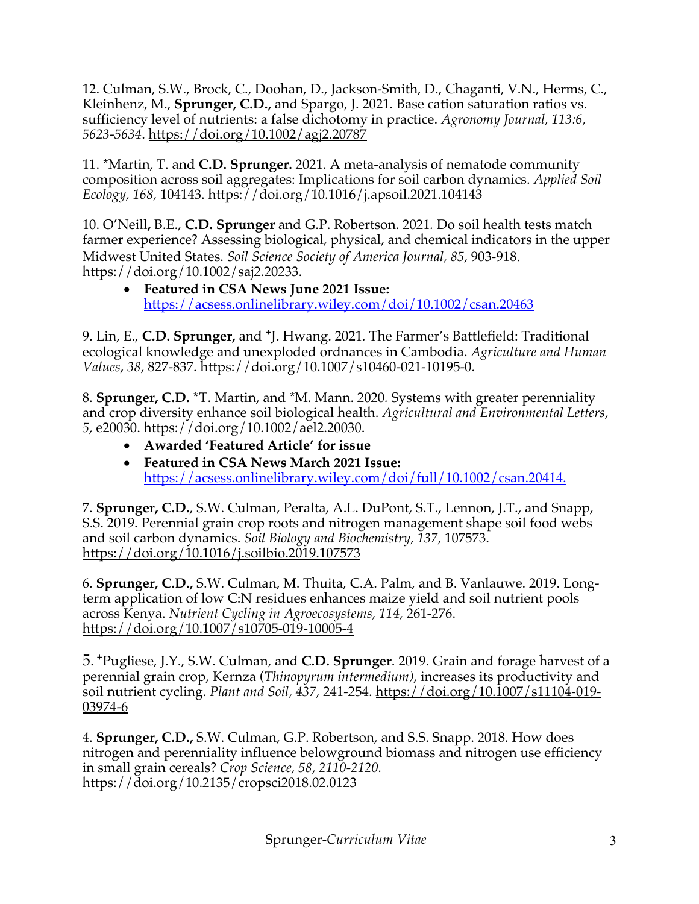12. Culman, S.W., Brock, C., Doohan, D., Jackson-Smith, D., Chaganti, V.N., Herms, C., Kleinhenz, M., **Sprunger, C.D.,** and Spargo, J. 2021. Base cation saturation ratios vs. sufficiency level of nutrients: a false dichotomy in practice. *Agronomy Journal, 113:6, 5623-5634*. https://doi.org/10.1002/agj2.20787

11. *Martin, T. and **C.D. Sprunger.** 2021. A meta-analysis of nematode community composition across soil aggregates: Implications for soil carbon dynamics. *Applied Soil Ecology, 168,* 104143. https://doi.org/10.1016/j.apsoil.2021.104143

10. O'Neill**,** B.E., **C.D. Sprunger** and G.P. Robertson. 2021. Do soil health tests match farmer experience? Assessing biological, physical, and chemical indicators in the upper Midwest United States. *Soil Science Society of America Journal, 85,* 903-918. https://doi.org/10.1002/saj2.20233.

- **Featured in CSA News June 2021 Issue:** https://acsess.onlinelibrary.wiley.com/doi/10.1002/csan.20463

9. Lin, E., **C.D. Sprunger,** and +J. Hwang. 2021. The Farmer's Battlefield: Traditional ecological knowledge and unexploded ordnances in Cambodia. *Agriculture and Human Values*, *38,* 827-837. https://doi.org/10.1007/s10460-021-10195-0.

8. **Sprunger, C.D.** *T. Martin, and *M. Mann. 2020. Systems with greater perenniality and crop diversity enhance soil biological health. *Agricultural and Environmental Letters, 5,* e20030. https://doi.org/10.1002/ael2.20030.

- **Awarded 'Featured Article' for issue**
- **Featured in CSA News March 2021 Issue:** https://acsess.onlinelibrary.wiley.com/doi/full/10.1002/csan.20414.

7. **Sprunger, C.D.**, S.W. Culman, Peralta, A.L. DuPont, S.T., Lennon, J.T., and Snapp, S.S. 2019. Perennial grain crop roots and nitrogen management shape soil food webs and soil carbon dynamics. *Soil Biology and Biochemistry, 137*, 107573. https://doi.org/10.1016/j.soilbio.2019.107573

6. **Sprunger, C.D.,** S.W. Culman, M. Thuita, C.A. Palm, and B. Vanlauwe. 2019. Long-term application of low C:N residues enhances maize yield and soil nutrient pools across Kenya. *Nutrient Cycling in Agroecosystems, 114,* 261-276. https://doi.org/10.1007/s10705-019-10005-4

5. +Pugliese, J.Y., S.W. Culman, and **C.D. Sprunger**. 2019. Grain and forage harvest of a perennial grain crop, Kernza (*Thinopyrum intermedium)*, increases its productivity and soil nutrient cycling. *Plant and Soil, 437,* 241-254. https://doi.org/10.1007/s11104-019-03974-6

4. **Sprunger, C.D.,** S.W. Culman, G.P. Robertson, and S.S. Snapp. 2018. How does nitrogen and perenniality influence belowground biomass and nitrogen use efficiency in small grain cereals? *Crop Science, 58, 2110-2120.* https://doi.org/10.2135/cropsci2018.02.0123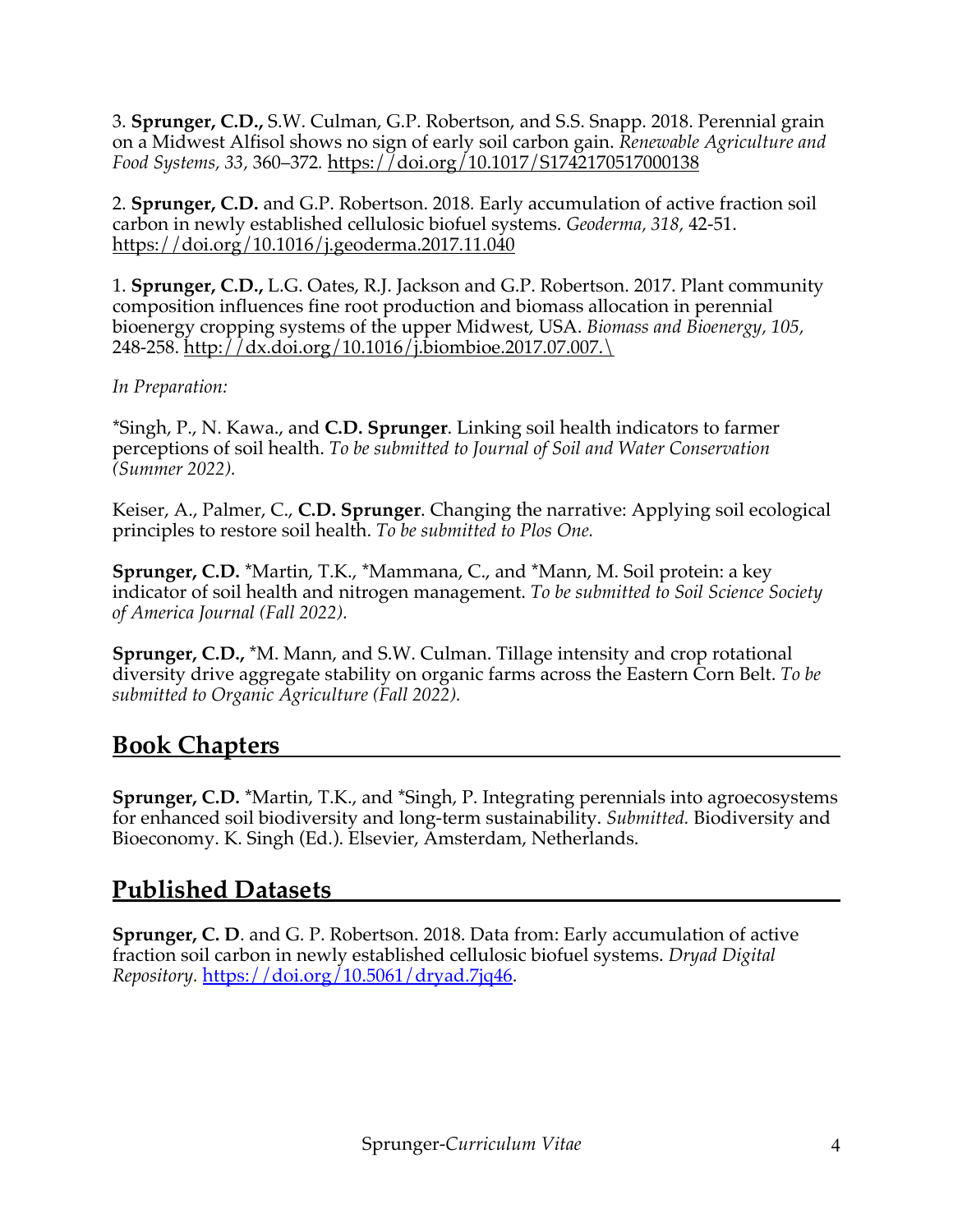3. **Sprunger, C.D.,** S.W. Culman, G.P. Robertson, and S.S. Snapp. 2018. Perennial grain on a Midwest Alfisol shows no sign of early soil carbon gain. *Renewable Agriculture and Food Systems, 33,* 360–372. https://doi.org/10.1017/S1742170517000138

2. **Sprunger, C.D.** and G.P. Robertson. 2018. Early accumulation of active fraction soil carbon in newly established cellulosic biofuel systems. *Geoderma, 318,* 42-51. https://doi.org/10.1016/j.geoderma.2017.11.040

1. **Sprunger, C.D.,** L.G. Oates, R.J. Jackson and G.P. Robertson. 2017. Plant community composition influences fine root production and biomass allocation in perennial bioenergy cropping systems of the upper Midwest, USA. *Biomass and Bioenergy, 105,* 248-258. http://dx.doi.org/10.1016/j.biombioe.2017.07.007.\

*In Preparation:*

*Singh, P., N. Kawa., and **C.D. Sprunger**. Linking soil health indicators to farmer perceptions of soil health. *To be submitted to Journal of Soil and Water Conservation (Summer 2022).*

Keiser, A., Palmer, C., **C.D. Sprunger**. Changing the narrative: Applying soil ecological principles to restore soil health. *To be submitted to Plos One.*

**Sprunger, C.D.** *Martin, T.K., *Mammana, C., and *Mann, M. Soil protein: a key indicator of soil health and nitrogen management. *To be submitted to Soil Science Society of America Journal (Fall 2022).*

**Sprunger, C.D.,** *M. Mann, and S.W. Culman. Tillage intensity and crop rotational diversity drive aggregate stability on organic farms across the Eastern Corn Belt. *To be submitted to Organic Agriculture (Fall 2022).*

## Book Chapters

**Sprunger, C.D.** *Martin, T.K., and *Singh, P. Integrating perennials into agroecosystems for enhanced soil biodiversity and long-term sustainability. *Submitted.* Biodiversity and Bioeconomy. K. Singh (Ed.). Elsevier, Amsterdam, Netherlands.

## Published Datasets

**Sprunger, C. D**. and G. P. Robertson. 2018. Data from: Early accumulation of active fraction soil carbon in newly established cellulosic biofuel systems. *Dryad Digital Repository.* https://doi.org/10.5061/dryad.7jq46.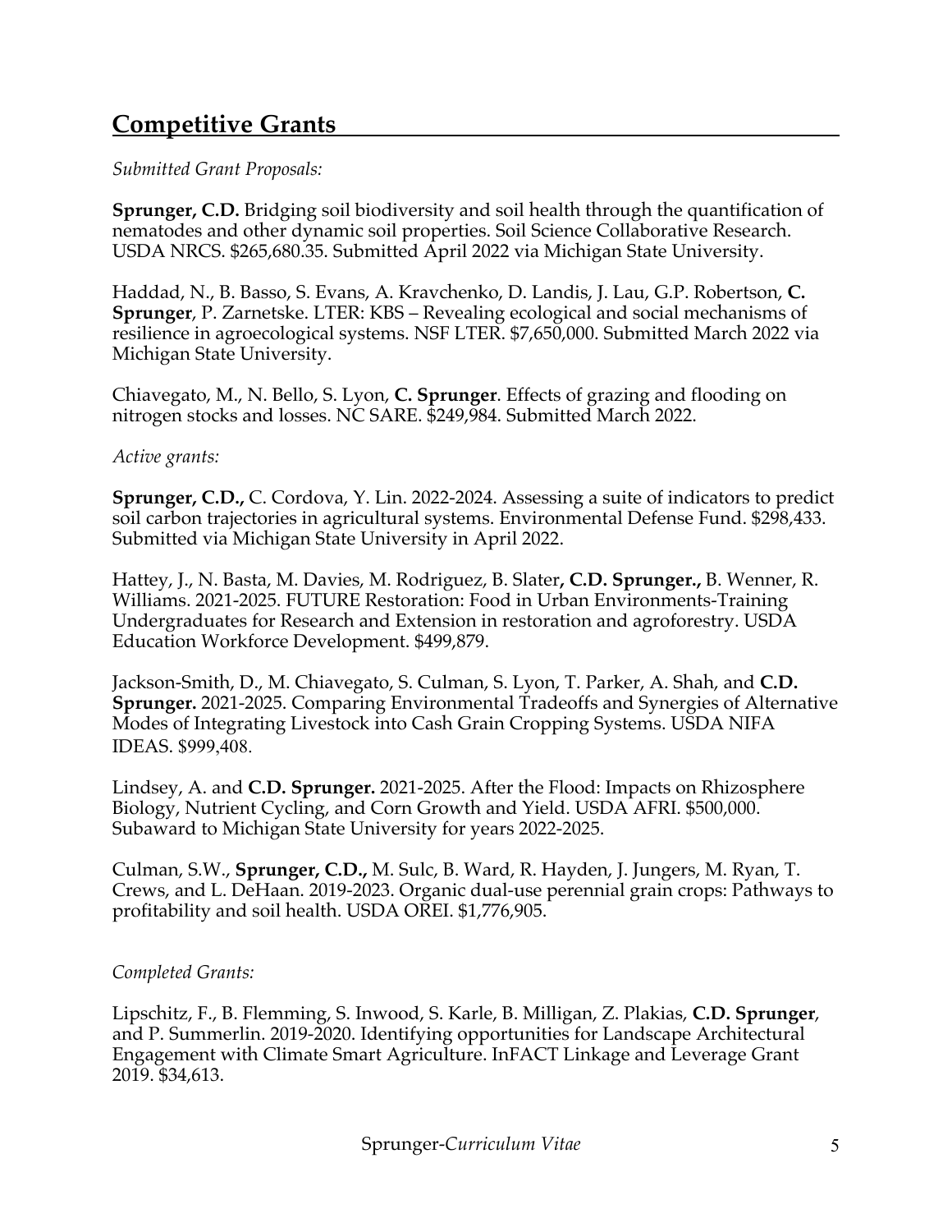## Competitive Grants

*Submitted Grant Proposals:*

**Sprunger, C.D.** Bridging soil biodiversity and soil health through the quantification of nematodes and other dynamic soil properties. Soil Science Collaborative Research. USDA NRCS. $265,680.35. Submitted April 2022 via Michigan State University.

Haddad, N., B. Basso, S. Evans, A. Kravchenko, D. Landis, J. Lau, G.P. Robertson, **C. Sprunger**, P. Zarnetske. LTER: KBS – Revealing ecological and social mechanisms of resilience in agroecological systems. NSF LTER. $7,650,000. Submitted March 2022 via Michigan State University.

Chiavegato, M., N. Bello, S. Lyon, **C. Sprunger**. Effects of grazing and flooding on nitrogen stocks and losses. NC SARE. $249,984. Submitted March 2022.

*Active grants:*

**Sprunger, C.D.,** C. Cordova, Y. Lin. 2022-2024. Assessing a suite of indicators to predict soil carbon trajectories in agricultural systems. Environmental Defense Fund. $298,433. Submitted via Michigan State University in April 2022.

Hattey, J., N. Basta, M. Davies, M. Rodriguez, B. Slater**, C.D. Sprunger.,** B. Wenner, R. Williams. 2021-2025. FUTURE Restoration: Food in Urban Environments-Training Undergraduates for Research and Extension in restoration and agroforestry. USDA Education Workforce Development. $499,879.

Jackson-Smith, D., M. Chiavegato, S. Culman, S. Lyon, T. Parker, A. Shah, and **C.D. Sprunger.** 2021-2025. Comparing Environmental Tradeoffs and Synergies of Alternative Modes of Integrating Livestock into Cash Grain Cropping Systems. USDA NIFA IDEAS. $999,408.

Lindsey, A. and **C.D. Sprunger.** 2021-2025. After the Flood: Impacts on Rhizosphere Biology, Nutrient Cycling, and Corn Growth and Yield. USDA AFRI. $500,000. Subaward to Michigan State University for years 2022-2025.

Culman, S.W., **Sprunger, C.D.,** M. Sulc, B. Ward, R. Hayden, J. Jungers, M. Ryan, T. Crews, and L. DeHaan. 2019-2023. Organic dual-use perennial grain crops: Pathways to profitability and soil health. USDA OREI. $1,776,905.

*Completed Grants:*

Lipschitz, F., B. Flemming, S. Inwood, S. Karle, B. Milligan, Z. Plakias, **C.D. Sprunger**, and P. Summerlin. 2019-2020. Identifying opportunities for Landscape Architectural Engagement with Climate Smart Agriculture. InFACT Linkage and Leverage Grant 2019. $34,613.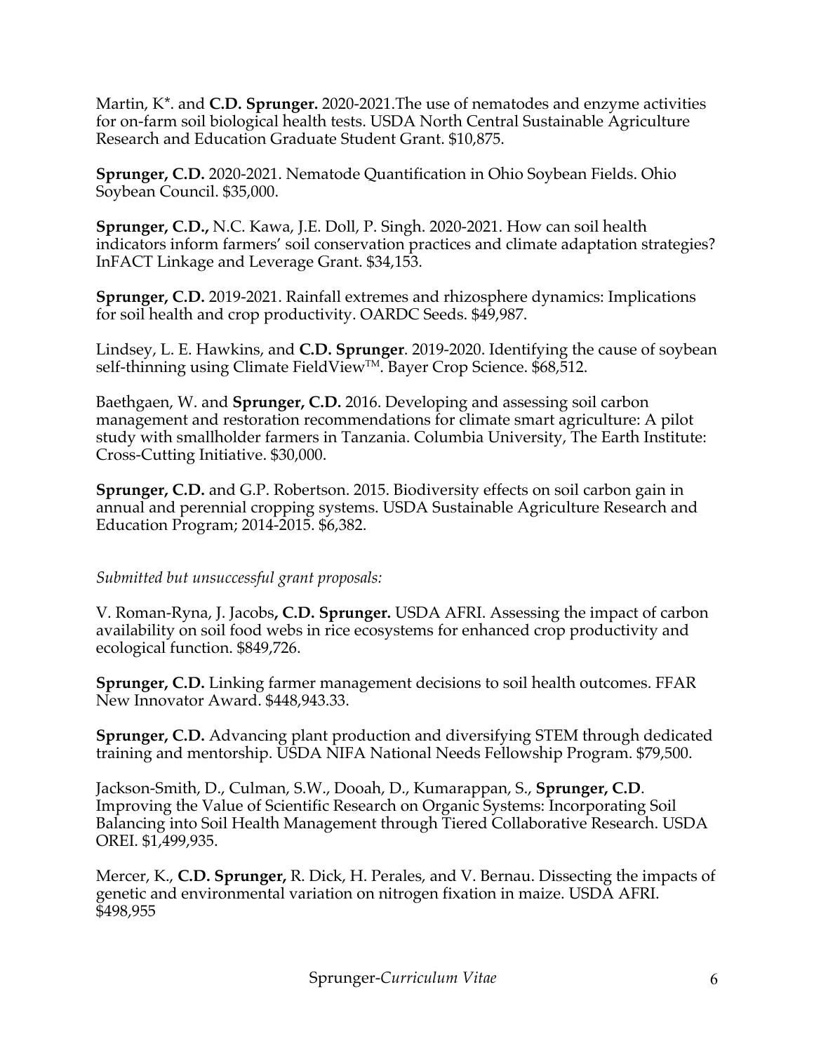Martin, K*. and **C.D. Sprunger.** 2020-2021.The use of nematodes and enzyme activities for on-farm soil biological health tests. USDA North Central Sustainable Agriculture Research and Education Graduate Student Grant. $10,875.

**Sprunger, C.D.** 2020-2021. Nematode Quantification in Ohio Soybean Fields. Ohio Soybean Council. $35,000.

**Sprunger, C.D.,** N.C. Kawa, J.E. Doll, P. Singh. 2020-2021. How can soil health indicators inform farmers' soil conservation practices and climate adaptation strategies? InFACT Linkage and Leverage Grant. $34,153.

**Sprunger, C.D.** 2019-2021. Rainfall extremes and rhizosphere dynamics: Implications for soil health and crop productivity. OARDC Seeds. $49,987.

Lindsey, L. E. Hawkins, and **C.D. Sprunger**. 2019-2020. Identifying the cause of soybean self-thinning using Climate FieldView™. Bayer Crop Science. $68,512.

Baethgaen, W. and **Sprunger, C.D.** 2016. Developing and assessing soil carbon management and restoration recommendations for climate smart agriculture: A pilot study with smallholder farmers in Tanzania. Columbia University, The Earth Institute: Cross-Cutting Initiative. $30,000.

**Sprunger, C.D.** and G.P. Robertson. 2015. Biodiversity effects on soil carbon gain in annual and perennial cropping systems. USDA Sustainable Agriculture Research and Education Program; 2014-2015. $6,382.

*Submitted but unsuccessful grant proposals:*

V. Roman-Ryna, J. Jacobs**, C.D. Sprunger.** USDA AFRI. Assessing the impact of carbon availability on soil food webs in rice ecosystems for enhanced crop productivity and ecological function. $849,726.

**Sprunger, C.D.** Linking farmer management decisions to soil health outcomes. FFAR New Innovator Award. $448,943.33.

**Sprunger, C.D.** Advancing plant production and diversifying STEM through dedicated training and mentorship. USDA NIFA National Needs Fellowship Program. $79,500.

Jackson-Smith, D., Culman, S.W., Dooah, D., Kumarappan, S., **Sprunger, C.D**. Improving the Value of Scientific Research on Organic Systems: Incorporating Soil Balancing into Soil Health Management through Tiered Collaborative Research. USDA OREI. $1,499,935.

Mercer, K., **C.D. Sprunger,** R. Dick, H. Perales, and V. Bernau. Dissecting the impacts of genetic and environmental variation on nitrogen fixation in maize. USDA AFRI. $498,955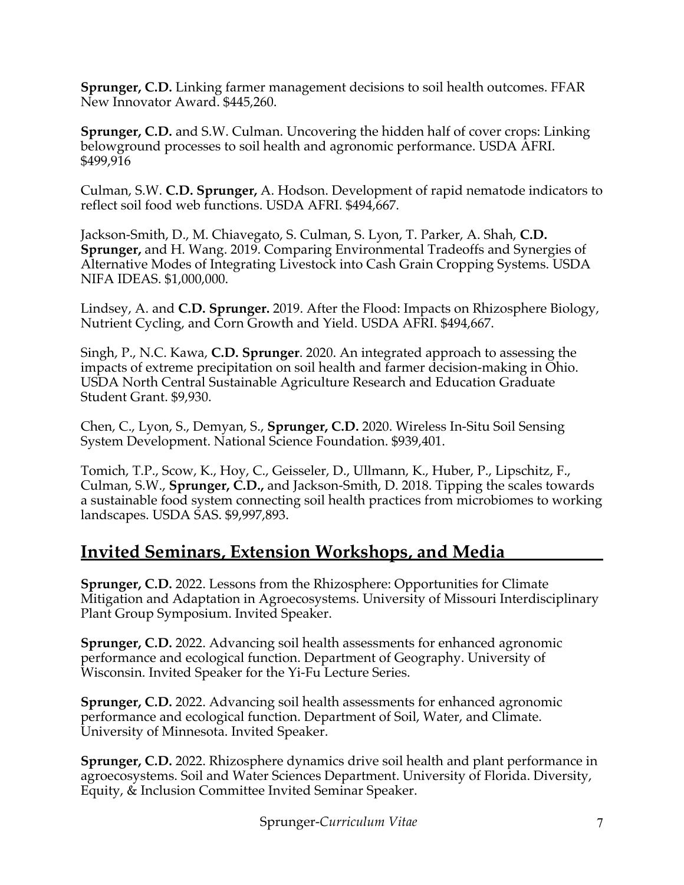**Sprunger, C.D.** Linking farmer management decisions to soil health outcomes. FFAR New Innovator Award. $445,260.

**Sprunger, C.D.** and S.W. Culman. Uncovering the hidden half of cover crops: Linking belowground processes to soil health and agronomic performance. USDA AFRI. $499,916

Culman, S.W. **C.D. Sprunger,** A. Hodson. Development of rapid nematode indicators to reflect soil food web functions. USDA AFRI. $494,667.

Jackson-Smith, D., M. Chiavegato, S. Culman, S. Lyon, T. Parker, A. Shah, **C.D. Sprunger,** and H. Wang. 2019. Comparing Environmental Tradeoffs and Synergies of Alternative Modes of Integrating Livestock into Cash Grain Cropping Systems. USDA NIFA IDEAS. $1,000,000.

Lindsey, A. and **C.D. Sprunger.** 2019. After the Flood: Impacts on Rhizosphere Biology, Nutrient Cycling, and Corn Growth and Yield. USDA AFRI. $494,667.

Singh, P., N.C. Kawa, **C.D. Sprunger**. 2020. An integrated approach to assessing the impacts of extreme precipitation on soil health and farmer decision-making in Ohio. USDA North Central Sustainable Agriculture Research and Education Graduate Student Grant. $9,930.

Chen, C., Lyon, S., Demyan, S., **Sprunger, C.D.** 2020. Wireless In-Situ Soil Sensing System Development. National Science Foundation. $939,401.

Tomich, T.P., Scow, K., Hoy, C., Geisseler, D., Ullmann, K., Huber, P., Lipschitz, F., Culman, S.W., **Sprunger, C.D.,** and Jackson-Smith, D. 2018. Tipping the scales towards a sustainable food system connecting soil health practices from microbiomes to working landscapes. USDA SAS. $9,997,893.

## Invited Seminars, Extension Workshops, and Media

**Sprunger, C.D.** 2022. Lessons from the Rhizosphere: Opportunities for Climate Mitigation and Adaptation in Agroecosystems. University of Missouri Interdisciplinary Plant Group Symposium. Invited Speaker.

**Sprunger, C.D.** 2022. Advancing soil health assessments for enhanced agronomic performance and ecological function. Department of Geography. University of Wisconsin. Invited Speaker for the Yi-Fu Lecture Series.

**Sprunger, C.D.** 2022. Advancing soil health assessments for enhanced agronomic performance and ecological function. Department of Soil, Water, and Climate. University of Minnesota. Invited Speaker.

**Sprunger, C.D.** 2022. Rhizosphere dynamics drive soil health and plant performance in agroecosystems. Soil and Water Sciences Department. University of Florida. Diversity, Equity, & Inclusion Committee Invited Seminar Speaker.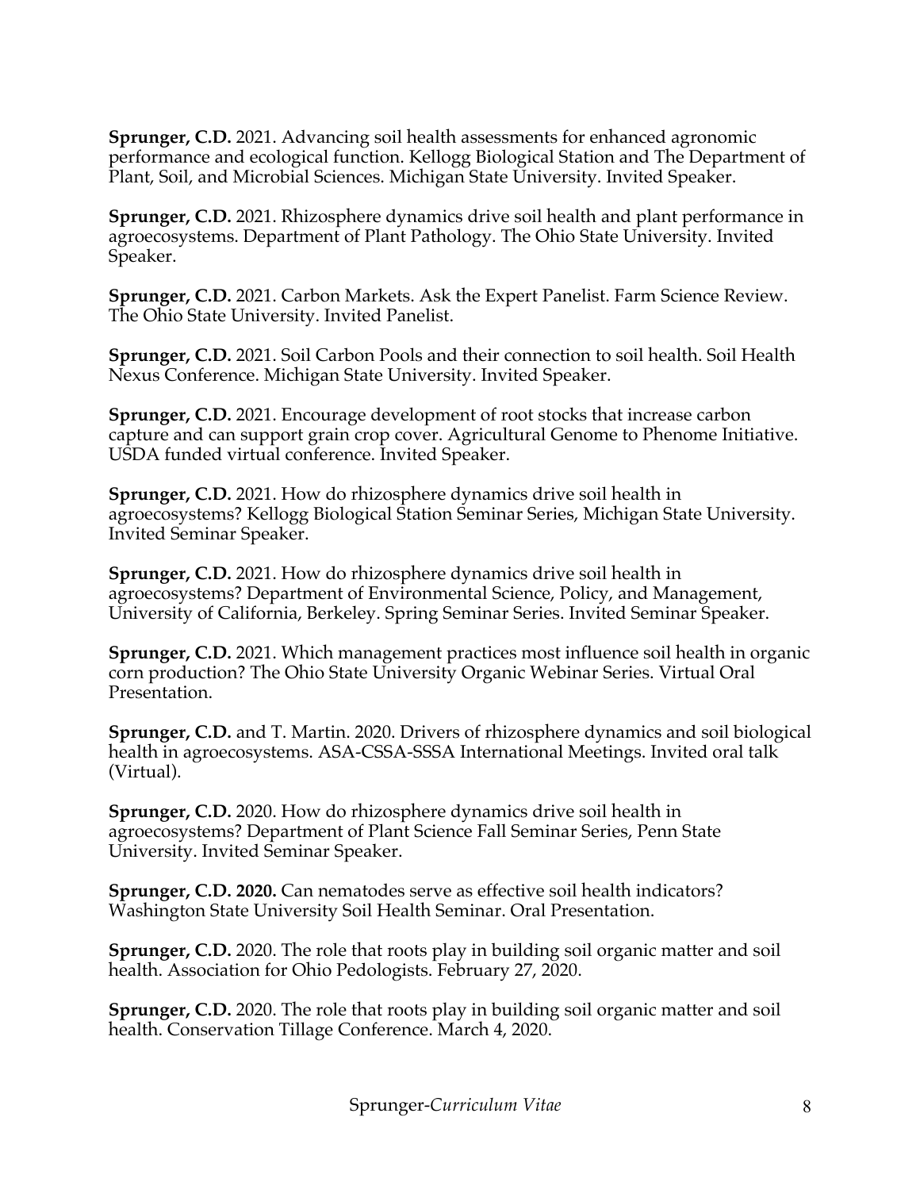**Sprunger, C.D.** 2021. Advancing soil health assessments for enhanced agronomic performance and ecological function. Kellogg Biological Station and The Department of Plant, Soil, and Microbial Sciences. Michigan State University. Invited Speaker.

**Sprunger, C.D.** 2021. Rhizosphere dynamics drive soil health and plant performance in agroecosystems. Department of Plant Pathology. The Ohio State University. Invited Speaker.

**Sprunger, C.D.** 2021. Carbon Markets. Ask the Expert Panelist. Farm Science Review. The Ohio State University. Invited Panelist.

**Sprunger, C.D.** 2021. Soil Carbon Pools and their connection to soil health. Soil Health Nexus Conference. Michigan State University. Invited Speaker.

**Sprunger, C.D.** 2021. Encourage development of root stocks that increase carbon capture and can support grain crop cover. Agricultural Genome to Phenome Initiative. USDA funded virtual conference. Invited Speaker.

**Sprunger, C.D.** 2021. How do rhizosphere dynamics drive soil health in agroecosystems? Kellogg Biological Station Seminar Series, Michigan State University. Invited Seminar Speaker.

**Sprunger, C.D.** 2021. How do rhizosphere dynamics drive soil health in agroecosystems? Department of Environmental Science, Policy, and Management, University of California, Berkeley. Spring Seminar Series. Invited Seminar Speaker.

**Sprunger, C.D.** 2021. Which management practices most influence soil health in organic corn production? The Ohio State University Organic Webinar Series. Virtual Oral Presentation.

**Sprunger, C.D.** and T. Martin. 2020. Drivers of rhizosphere dynamics and soil biological health in agroecosystems. ASA-CSSA-SSSA International Meetings. Invited oral talk (Virtual).

**Sprunger, C.D.** 2020. How do rhizosphere dynamics drive soil health in agroecosystems? Department of Plant Science Fall Seminar Series, Penn State University. Invited Seminar Speaker.

**Sprunger, C.D. 2020.** Can nematodes serve as effective soil health indicators? Washington State University Soil Health Seminar. Oral Presentation.

**Sprunger, C.D.** 2020. The role that roots play in building soil organic matter and soil health. Association for Ohio Pedologists. February 27, 2020.

**Sprunger, C.D.** 2020. The role that roots play in building soil organic matter and soil health. Conservation Tillage Conference. March 4, 2020.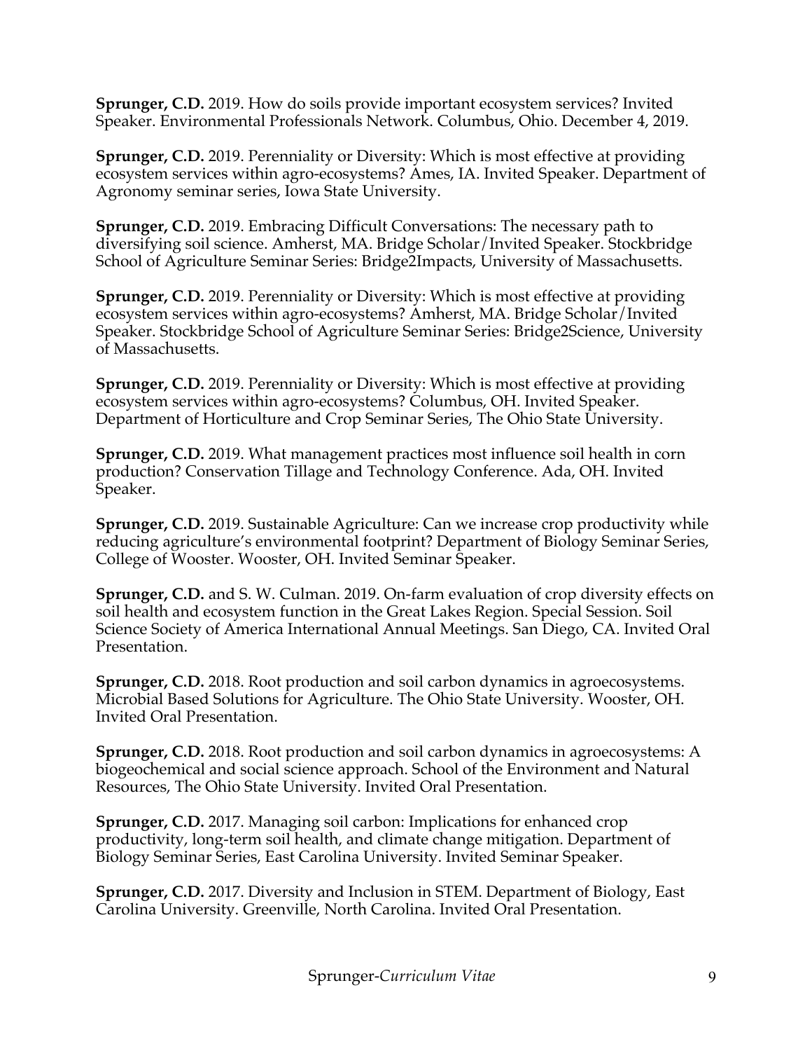**Sprunger, C.D.** 2019. How do soils provide important ecosystem services? Invited Speaker. Environmental Professionals Network. Columbus, Ohio. December 4, 2019.

**Sprunger, C.D.** 2019. Perenniality or Diversity: Which is most effective at providing ecosystem services within agro-ecosystems? Ames, IA. Invited Speaker. Department of Agronomy seminar series, Iowa State University.

**Sprunger, C.D.** 2019. Embracing Difficult Conversations: The necessary path to diversifying soil science. Amherst, MA. Bridge Scholar/Invited Speaker. Stockbridge School of Agriculture Seminar Series: Bridge2Impacts, University of Massachusetts.

**Sprunger, C.D.** 2019. Perenniality or Diversity: Which is most effective at providing ecosystem services within agro-ecosystems? Amherst, MA. Bridge Scholar/Invited Speaker. Stockbridge School of Agriculture Seminar Series: Bridge2Science, University of Massachusetts.

**Sprunger, C.D.** 2019. Perenniality or Diversity: Which is most effective at providing ecosystem services within agro-ecosystems? Columbus, OH. Invited Speaker. Department of Horticulture and Crop Seminar Series, The Ohio State University.

**Sprunger, C.D.** 2019. What management practices most influence soil health in corn production? Conservation Tillage and Technology Conference. Ada, OH. Invited Speaker.

**Sprunger, C.D.** 2019. Sustainable Agriculture: Can we increase crop productivity while reducing agriculture's environmental footprint? Department of Biology Seminar Series, College of Wooster. Wooster, OH. Invited Seminar Speaker.

**Sprunger, C.D.** and S. W. Culman. 2019. On-farm evaluation of crop diversity effects on soil health and ecosystem function in the Great Lakes Region. Special Session. Soil Science Society of America International Annual Meetings. San Diego, CA. Invited Oral Presentation.

**Sprunger, C.D.** 2018. Root production and soil carbon dynamics in agroecosystems. Microbial Based Solutions for Agriculture. The Ohio State University. Wooster, OH. Invited Oral Presentation.

**Sprunger, C.D.** 2018. Root production and soil carbon dynamics in agroecosystems: A biogeochemical and social science approach. School of the Environment and Natural Resources, The Ohio State University. Invited Oral Presentation.

**Sprunger, C.D.** 2017. Managing soil carbon: Implications for enhanced crop productivity, long-term soil health, and climate change mitigation. Department of Biology Seminar Series, East Carolina University. Invited Seminar Speaker.

**Sprunger, C.D.** 2017. Diversity and Inclusion in STEM. Department of Biology, East Carolina University. Greenville, North Carolina. Invited Oral Presentation.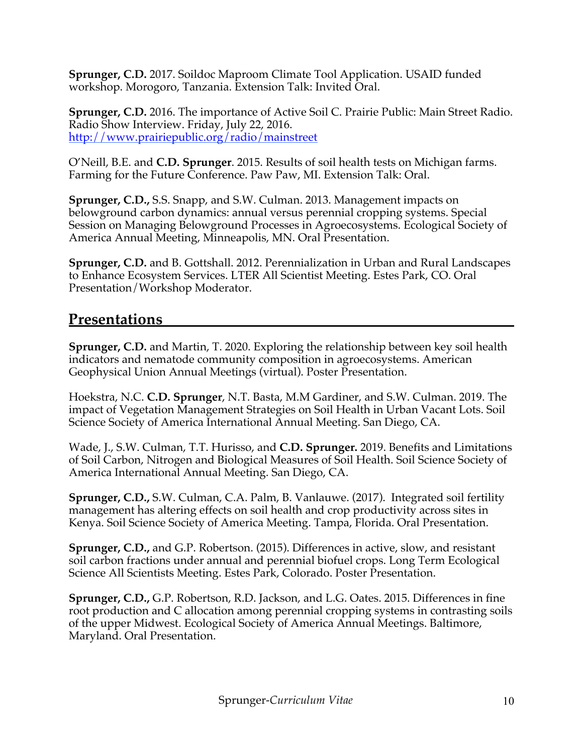**Sprunger, C.D.** 2017. Soildoc Maproom Climate Tool Application. USAID funded workshop. Morogoro, Tanzania. Extension Talk: Invited Oral.

**Sprunger, C.D.** 2016. The importance of Active Soil C. Prairie Public: Main Street Radio. Radio Show Interview. Friday, July 22, 2016. http://www.prairiepublic.org/radio/mainstreet

O'Neill, B.E. and **C.D. Sprunger**. 2015. Results of soil health tests on Michigan farms. Farming for the Future Conference. Paw Paw, MI. Extension Talk: Oral.

**Sprunger, C.D.,** S.S. Snapp, and S.W. Culman. 2013. Management impacts on belowground carbon dynamics: annual versus perennial cropping systems. Special Session on Managing Belowground Processes in Agroecosystems. Ecological Society of America Annual Meeting, Minneapolis, MN. Oral Presentation.

**Sprunger, C.D.** and B. Gottshall. 2012. Perennialization in Urban and Rural Landscapes to Enhance Ecosystem Services. LTER All Scientist Meeting. Estes Park, CO. Oral Presentation/Workshop Moderator.

## Presentations

**Sprunger, C.D.** and Martin, T. 2020. Exploring the relationship between key soil health indicators and nematode community composition in agroecosystems. American Geophysical Union Annual Meetings (virtual). Poster Presentation.

Hoekstra, N.C. **C.D. Sprunger**, N.T. Basta, M.M Gardiner, and S.W. Culman. 2019. The impact of Vegetation Management Strategies on Soil Health in Urban Vacant Lots. Soil Science Society of America International Annual Meeting. San Diego, CA.

Wade, J., S.W. Culman, T.T. Hurisso, and **C.D. Sprunger.** 2019. Benefits and Limitations of Soil Carbon, Nitrogen and Biological Measures of Soil Health. Soil Science Society of America International Annual Meeting. San Diego, CA.

**Sprunger, C.D.,** S.W. Culman, C.A. Palm, B. Vanlauwe. (2017). Integrated soil fertility management has altering effects on soil health and crop productivity across sites in Kenya. Soil Science Society of America Meeting. Tampa, Florida. Oral Presentation.

**Sprunger, C.D.,** and G.P. Robertson. (2015). Differences in active, slow, and resistant soil carbon fractions under annual and perennial biofuel crops. Long Term Ecological Science All Scientists Meeting. Estes Park, Colorado. Poster Presentation.

**Sprunger, C.D.,** G.P. Robertson, R.D. Jackson, and L.G. Oates. 2015. Differences in fine root production and C allocation among perennial cropping systems in contrasting soils of the upper Midwest. Ecological Society of America Annual Meetings. Baltimore, Maryland. Oral Presentation.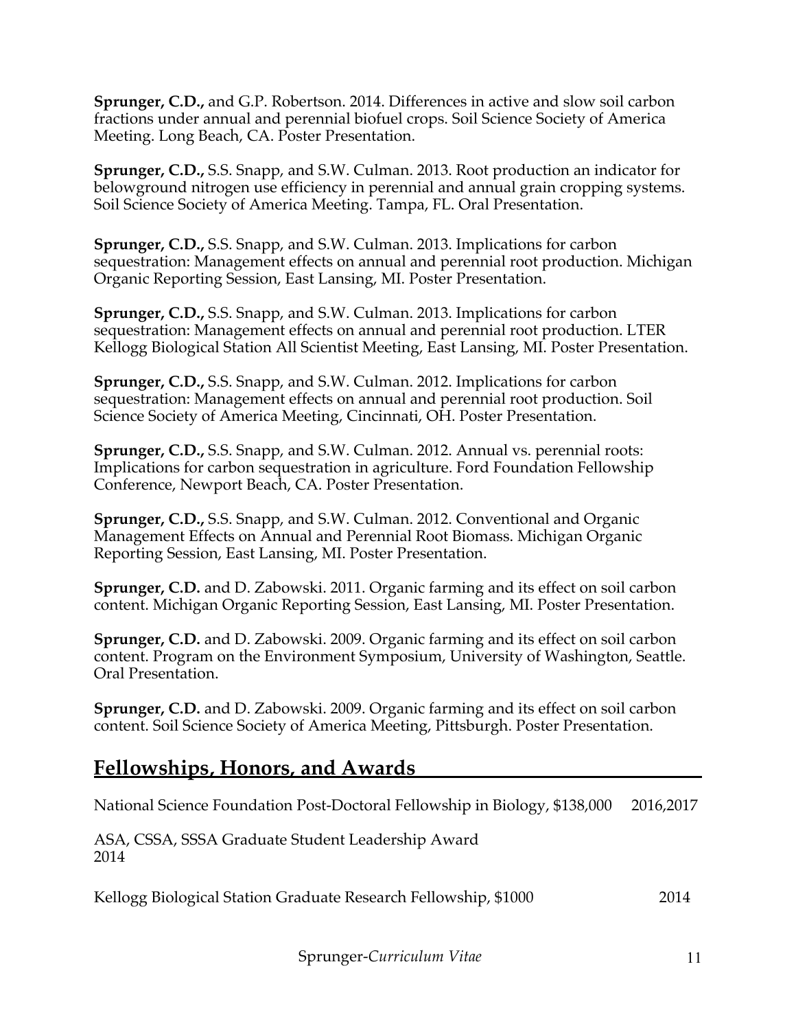**Sprunger, C.D.,** and G.P. Robertson. 2014. Differences in active and slow soil carbon fractions under annual and perennial biofuel crops. Soil Science Society of America Meeting. Long Beach, CA. Poster Presentation.

**Sprunger, C.D.,** S.S. Snapp, and S.W. Culman. 2013. Root production an indicator for belowground nitrogen use efficiency in perennial and annual grain cropping systems. Soil Science Society of America Meeting. Tampa, FL. Oral Presentation.

**Sprunger, C.D.,** S.S. Snapp, and S.W. Culman. 2013. Implications for carbon sequestration: Management effects on annual and perennial root production. Michigan Organic Reporting Session, East Lansing, MI. Poster Presentation.

**Sprunger, C.D.,** S.S. Snapp, and S.W. Culman. 2013. Implications for carbon sequestration: Management effects on annual and perennial root production. LTER Kellogg Biological Station All Scientist Meeting, East Lansing, MI. Poster Presentation.

**Sprunger, C.D.,** S.S. Snapp, and S.W. Culman. 2012. Implications for carbon sequestration: Management effects on annual and perennial root production. Soil Science Society of America Meeting, Cincinnati, OH. Poster Presentation.

**Sprunger, C.D.,** S.S. Snapp, and S.W. Culman. 2012. Annual vs. perennial roots: Implications for carbon sequestration in agriculture. Ford Foundation Fellowship Conference, Newport Beach, CA. Poster Presentation.

**Sprunger, C.D.,** S.S. Snapp, and S.W. Culman. 2012. Conventional and Organic Management Effects on Annual and Perennial Root Biomass. Michigan Organic Reporting Session, East Lansing, MI. Poster Presentation.

**Sprunger, C.D.** and D. Zabowski. 2011. Organic farming and its effect on soil carbon content. Michigan Organic Reporting Session, East Lansing, MI. Poster Presentation.

**Sprunger, C.D.** and D. Zabowski. 2009. Organic farming and its effect on soil carbon content. Program on the Environment Symposium, University of Washington, Seattle. Oral Presentation.

**Sprunger, C.D.** and D. Zabowski. 2009. Organic farming and its effect on soil carbon content. Soil Science Society of America Meeting, Pittsburgh. Poster Presentation.

## Fellowships, Honors, and Awards

National Science Foundation Post-Doctoral Fellowship in Biology, $138,000 2016,2017

ASA, CSSA, SSSA Graduate Student Leadership Award 2014

Kellogg Biological Station Graduate Research Fellowship, $1000 2014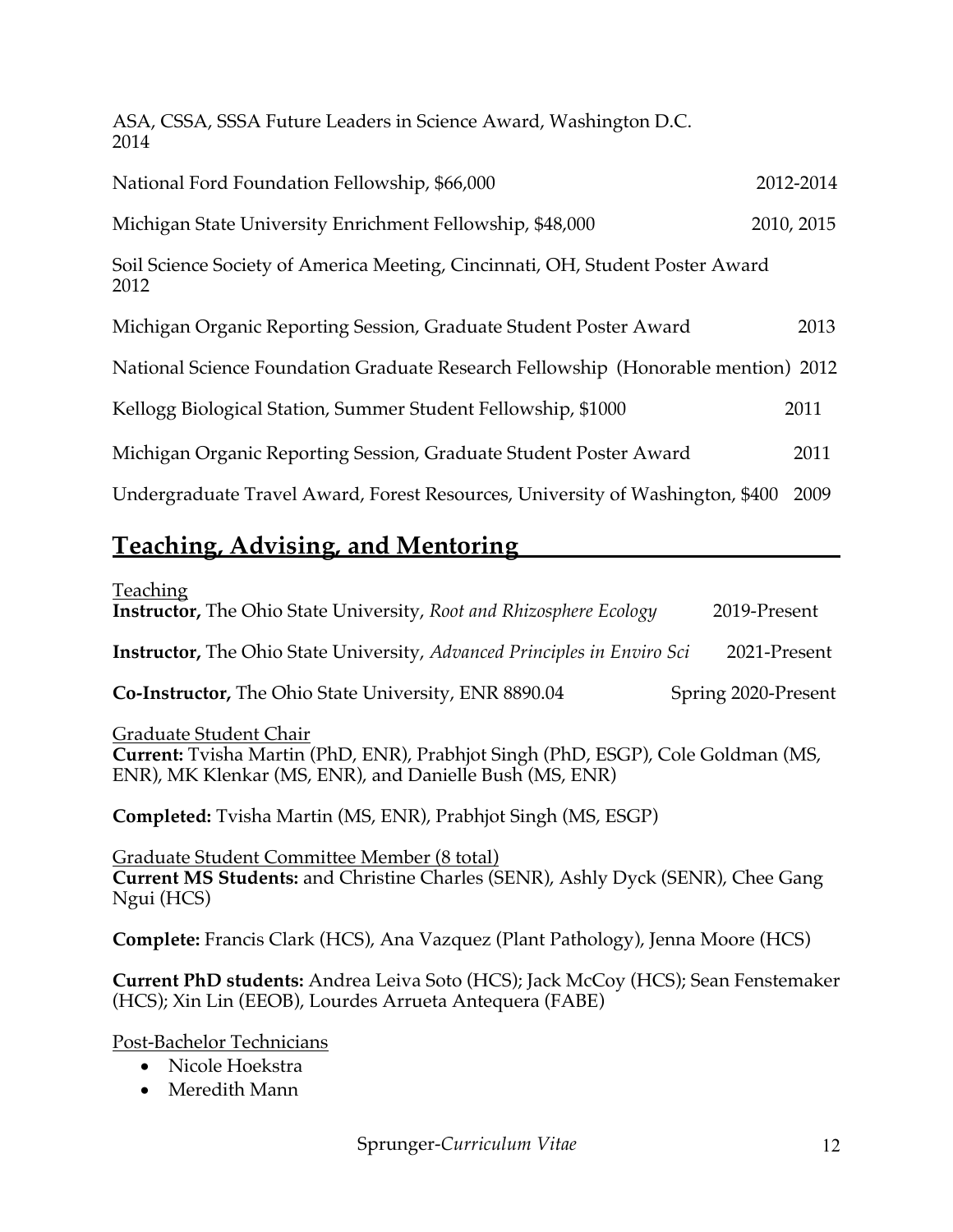ASA, CSSA, SSSA Future Leaders in Science Award, Washington D.C.
2014

National Ford Foundation Fellowship, $66,000 2012-2014

Michigan State University Enrichment Fellowship, $48,000 2010, 2015

Soil Science Society of America Meeting, Cincinnati, OH, Student Poster Award
2012

Michigan Organic Reporting Session, Graduate Student Poster Award 2013

National Science Foundation Graduate Research Fellowship (Honorable mention) 2012

Kellogg Biological Station, Summer Student Fellowship, $1000 2011

Michigan Organic Reporting Session, Graduate Student Poster Award 2011

Undergraduate Travel Award, Forest Resources, University of Washington, $400 2009

## Teaching, Advising, and Mentoring

Teaching

**Instructor,** The Ohio State University, *Root and Rhizosphere Ecology* 2019-Present

**Instructor,** The Ohio State University, *Advanced Principles in Enviro Sci* 2021-Present

**Co-Instructor,** The Ohio State University, ENR 8890.04 Spring 2020-Present

Graduate Student Chair

**Current:** Tvisha Martin (PhD, ENR), Prabhjot Singh (PhD, ESGP), Cole Goldman (MS, ENR), MK Klenkar (MS, ENR), and Danielle Bush (MS, ENR)

**Completed:** Tvisha Martin (MS, ENR), Prabhjot Singh (MS, ESGP)

Graduate Student Committee Member (8 total)

**Current MS Students:** and Christine Charles (SENR), Ashly Dyck (SENR), Chee Gang Ngui (HCS)

**Complete:** Francis Clark (HCS), Ana Vazquez (Plant Pathology), Jenna Moore (HCS)

**Current PhD students:** Andrea Leiva Soto (HCS); Jack McCoy (HCS); Sean Fenstemaker (HCS); Xin Lin (EEOB), Lourdes Arrueta Antequera (FABE)

Post-Bachelor Technicians

- Nicole Hoekstra
- Meredith Mann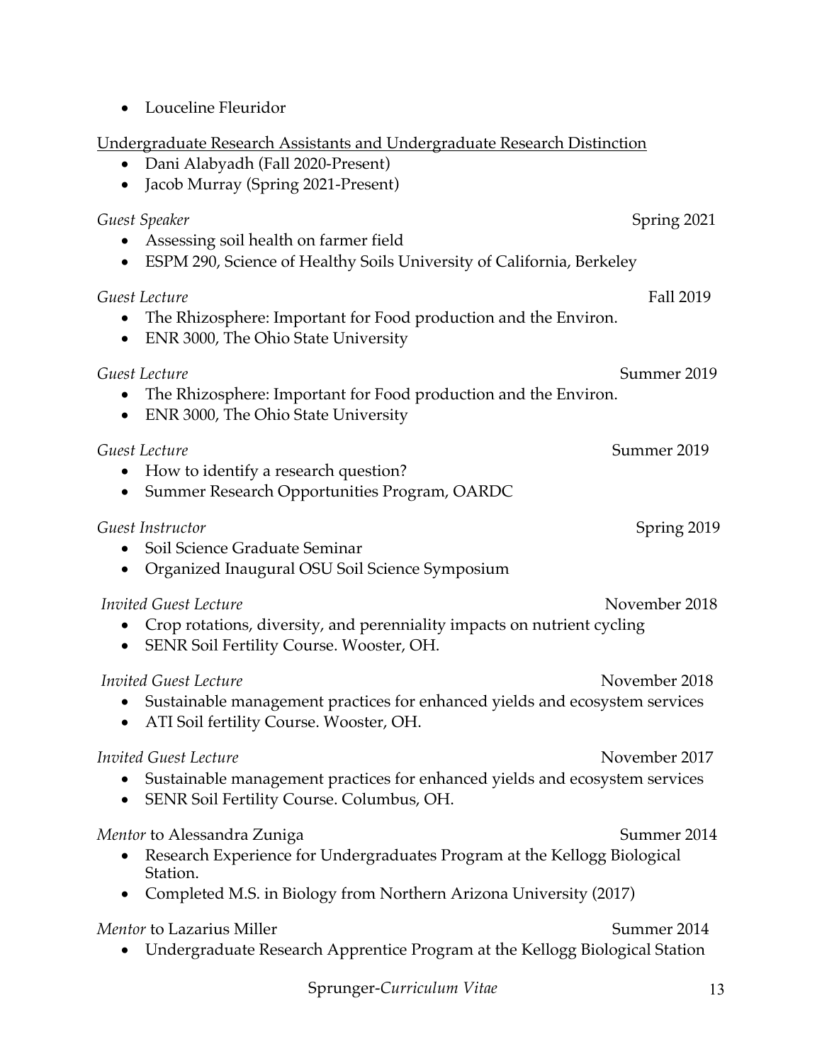- Louceline Fleuridor

<u>Undergraduate Research Assistants and Undergraduate Research Distinction</u>

- Dani Alabyadh (Fall 2020-Present)
- Jacob Murray (Spring 2021-Present)

*Guest Speaker* Spring 2021

- Assessing soil health on farmer field
- ESPM 290, Science of Healthy Soils University of California, Berkeley

*Guest Lecture* Fall 2019

- The Rhizosphere: Important for Food production and the Environ.
- ENR 3000, The Ohio State University

*Guest Lecture* Summer 2019

- The Rhizosphere: Important for Food production and the Environ.
- ENR 3000, The Ohio State University

*Guest Lecture* Summer 2019

- How to identify a research question?
- Summer Research Opportunities Program, OARDC

*Guest Instructor* Spring 2019

- Soil Science Graduate Seminar
- Organized Inaugural OSU Soil Science Symposium

*Invited Guest Lecture* November 2018

- Crop rotations, diversity, and perenniality impacts on nutrient cycling
- SENR Soil Fertility Course. Wooster, OH.

*Invited Guest Lecture* November 2018

- Sustainable management practices for enhanced yields and ecosystem services
- ATI Soil fertility Course. Wooster, OH.

*Invited Guest Lecture* November 2017

- Sustainable management practices for enhanced yields and ecosystem services
- SENR Soil Fertility Course. Columbus, OH.

*Mentor* to Alessandra Zuniga Summer 2014

- Research Experience for Undergraduates Program at the Kellogg Biological Station.
- Completed M.S. in Biology from Northern Arizona University (2017)

*Mentor* to Lazarius Miller Summer 2014

- Undergraduate Research Apprentice Program at the Kellogg Biological Station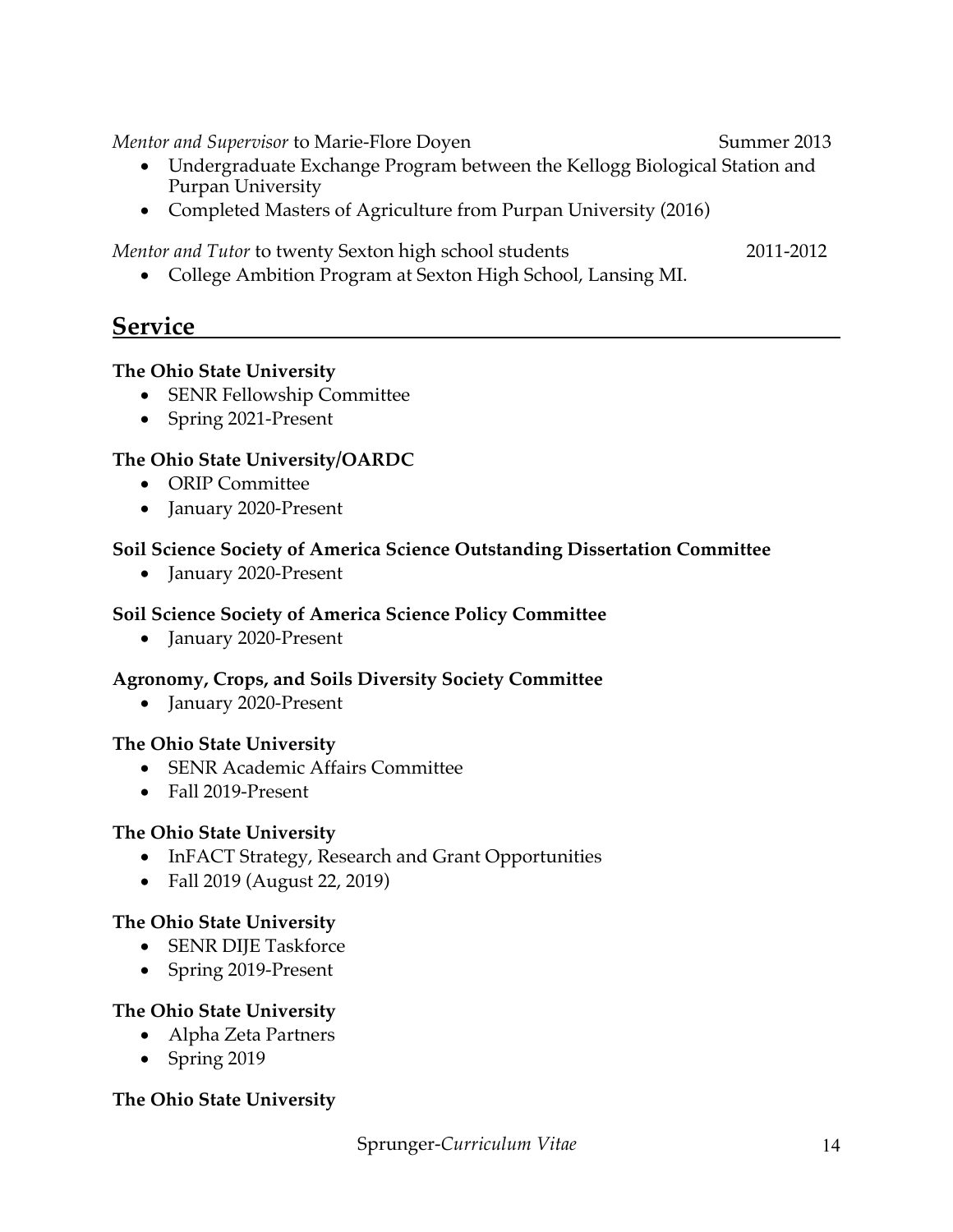*Mentor and Supervisor* to Marie-Flore Doyen Summer 2013

- Undergraduate Exchange Program between the Kellogg Biological Station and Purpan University
- Completed Masters of Agriculture from Purpan University (2016)

*Mentor and Tutor* to twenty Sexton high school students 2011-2012

- College Ambition Program at Sexton High School, Lansing MI.

## Service

**The Ohio State University**

- SENR Fellowship Committee
- Spring 2021-Present

**The Ohio State University/OARDC**

- ORIP Committee
- January 2020-Present

**Soil Science Society of America Science Outstanding Dissertation Committee**

- January 2020-Present

**Soil Science Society of America Science Policy Committee**

- January 2020-Present

**Agronomy, Crops, and Soils Diversity Society Committee**

- January 2020-Present

**The Ohio State University**

- SENR Academic Affairs Committee
- Fall 2019-Present

**The Ohio State University**

- InFACT Strategy, Research and Grant Opportunities
- Fall 2019 (August 22, 2019)

**The Ohio State University**

- SENR DIJE Taskforce
- Spring 2019-Present

**The Ohio State University**

- Alpha Zeta Partners
- Spring 2019

**The Ohio State University**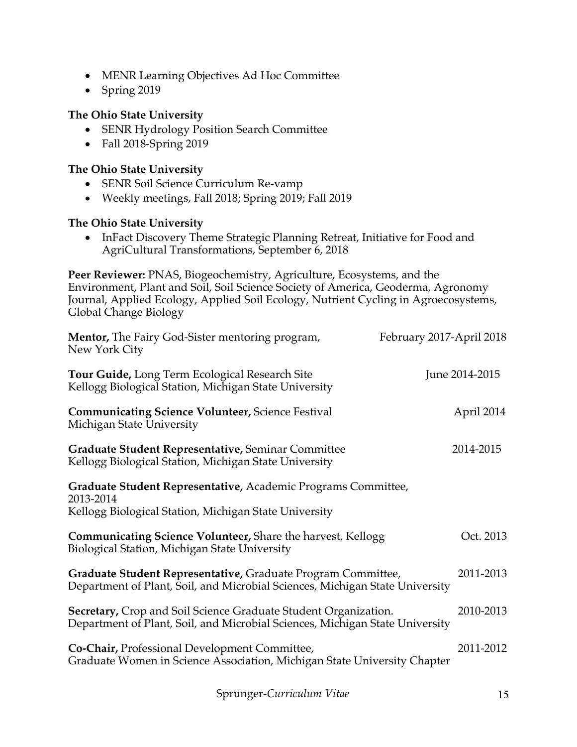- MENR Learning Objectives Ad Hoc Committee
- Spring 2019

**The Ohio State University**

- SENR Hydrology Position Search Committee
- Fall 2018-Spring 2019

**The Ohio State University**

- SENR Soil Science Curriculum Re-vamp
- Weekly meetings, Fall 2018; Spring 2019; Fall 2019

**The Ohio State University**

- InFact Discovery Theme Strategic Planning Retreat, Initiative for Food and AgriCultural Transformations, September 6, 2018

**Peer Reviewer:** PNAS, Biogeochemistry, Agriculture, Ecosystems, and the Environment, Plant and Soil, Soil Science Society of America, Geoderma, Agronomy Journal, Applied Ecology, Applied Soil Ecology, Nutrient Cycling in Agroecosystems, Global Change Biology

**Mentor,** The Fairy God-Sister mentoring program, New York City — February 2017-April 2018

**Tour Guide,** Long Term Ecological Research Site, Kellogg Biological Station, Michigan State University — June 2014-2015

**Communicating Science Volunteer,** Science Festival, Michigan State University — April 2014

**Graduate Student Representative,** Seminar Committee, Kellogg Biological Station, Michigan State University — 2014-2015

**Graduate Student Representative,** Academic Programs Committee, 2013-2014, Kellogg Biological Station, Michigan State University

**Communicating Science Volunteer,** Share the harvest, Kellogg Biological Station, Michigan State University — Oct. 2013

**Graduate Student Representative,** Graduate Program Committee, Department of Plant, Soil, and Microbial Sciences, Michigan State University — 2011-2013

**Secretary,** Crop and Soil Science Graduate Student Organization. Department of Plant, Soil, and Microbial Sciences, Michigan State University — 2010-2013

**Co-Chair,** Professional Development Committee, Graduate Women in Science Association, Michigan State University Chapter — 2011-2012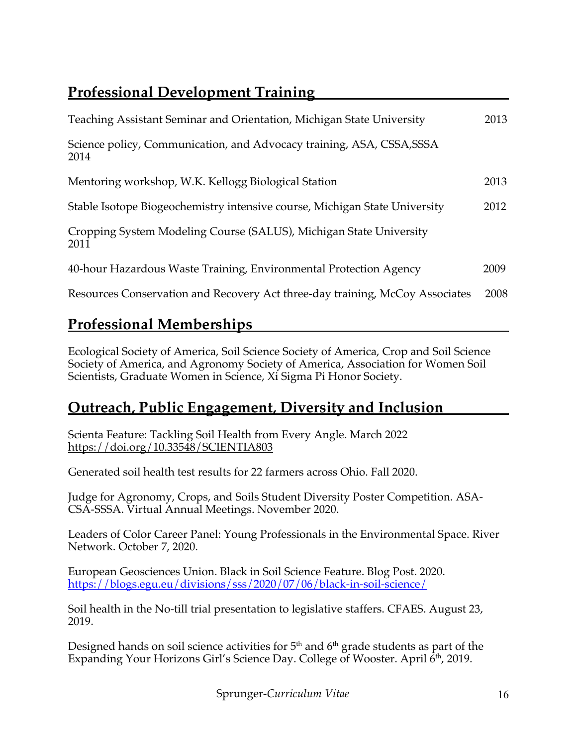## Professional Development Training

Teaching Assistant Seminar and Orientation, Michigan State University 2013

Science policy, Communication, and Advocacy training, ASA, CSSA,SSSA 2014

Mentoring workshop, W.K. Kellogg Biological Station 2013

Stable Isotope Biogeochemistry intensive course, Michigan State University 2012

Cropping System Modeling Course (SALUS), Michigan State University 2011

40-hour Hazardous Waste Training, Environmental Protection Agency 2009

Resources Conservation and Recovery Act three-day training, McCoy Associates 2008

## Professional Memberships

Ecological Society of America, Soil Science Society of America, Crop and Soil Science Society of America, and Agronomy Society of America, Association for Women Soil Scientists, Graduate Women in Science, Xi Sigma Pi Honor Society.

## Outreach, Public Engagement, Diversity and Inclusion

Scienta Feature: Tackling Soil Health from Every Angle. March 2022 https://doi.org/10.33548/SCIENTIA803

Generated soil health test results for 22 farmers across Ohio. Fall 2020.

Judge for Agronomy, Crops, and Soils Student Diversity Poster Competition. ASA-CSA-SSSA. Virtual Annual Meetings. November 2020.

Leaders of Color Career Panel: Young Professionals in the Environmental Space. River Network. October 7, 2020.

European Geosciences Union. Black in Soil Science Feature. Blog Post. 2020. https://blogs.egu.eu/divisions/sss/2020/07/06/black-in-soil-science/

Soil health in the No-till trial presentation to legislative staffers. CFAES. August 23, 2019.

Designed hands on soil science activities for 5th and 6th grade students as part of the Expanding Your Horizons Girl's Science Day. College of Wooster. April 6th, 2019.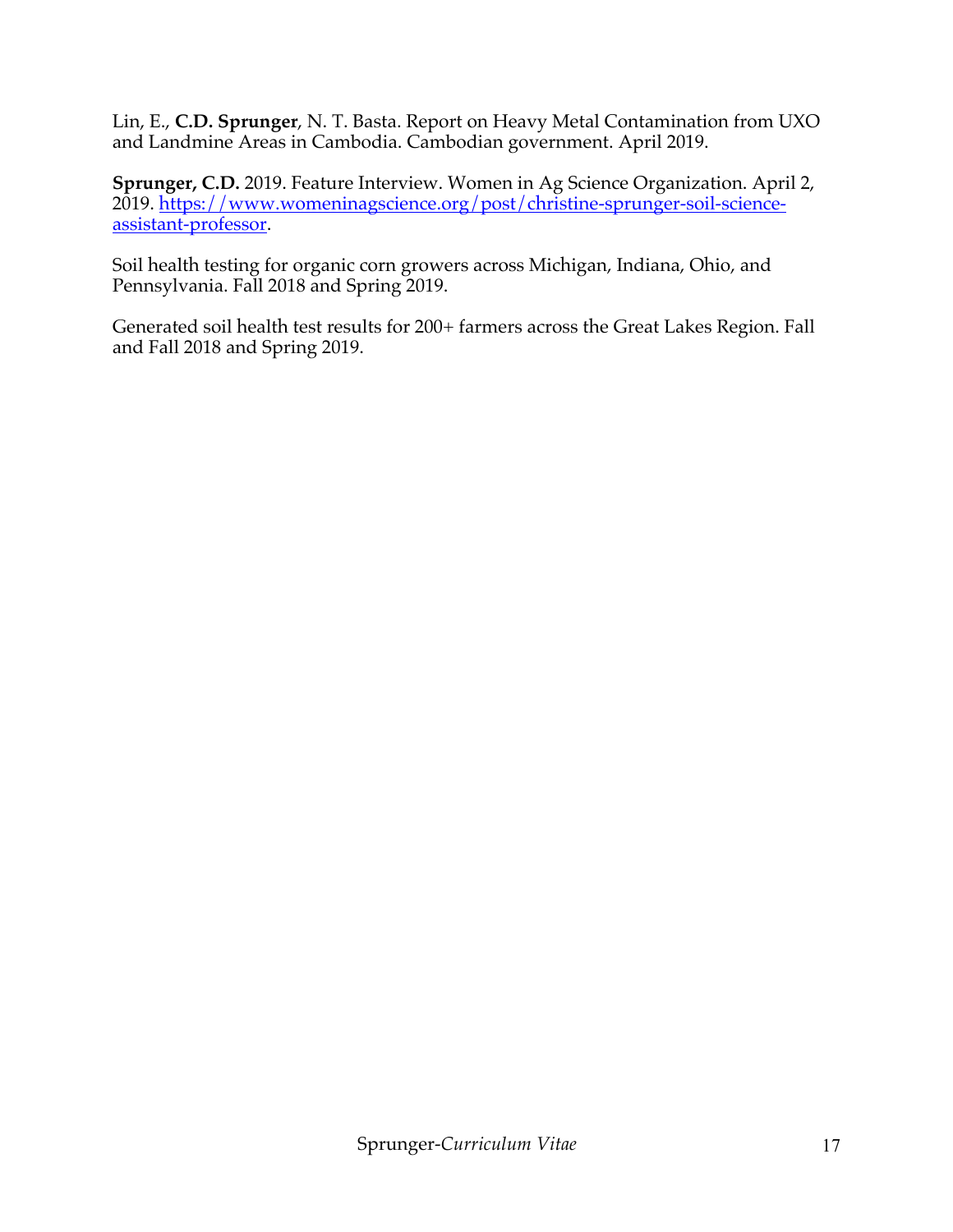Lin, E., **C.D. Sprunger**, N. T. Basta. Report on Heavy Metal Contamination from UXO and Landmine Areas in Cambodia. Cambodian government. April 2019.

**Sprunger, C.D.** 2019. Feature Interview. Women in Ag Science Organization. April 2, 2019. [https://www.womeninagscience.org/post/christine-sprunger-soil-science-assistant-professor](https://www.womeninagscience.org/post/christine-sprunger-soil-science-assistant-professor).

Soil health testing for organic corn growers across Michigan, Indiana, Ohio, and Pennsylvania. Fall 2018 and Spring 2019.

Generated soil health test results for 200+ farmers across the Great Lakes Region. Fall and Fall 2018 and Spring 2019.